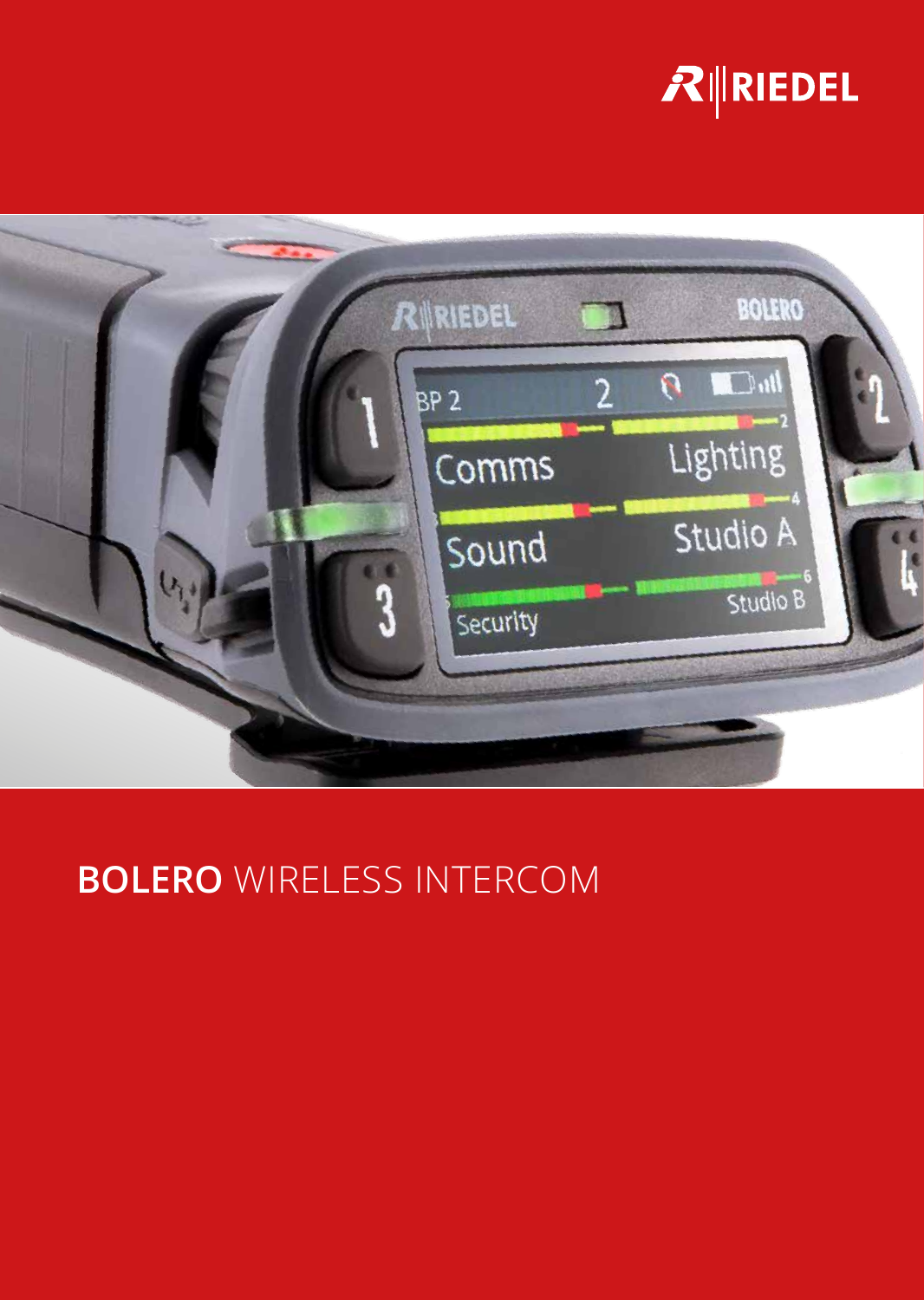RIEDEL

# BOLERO WIRELESS INTERCOM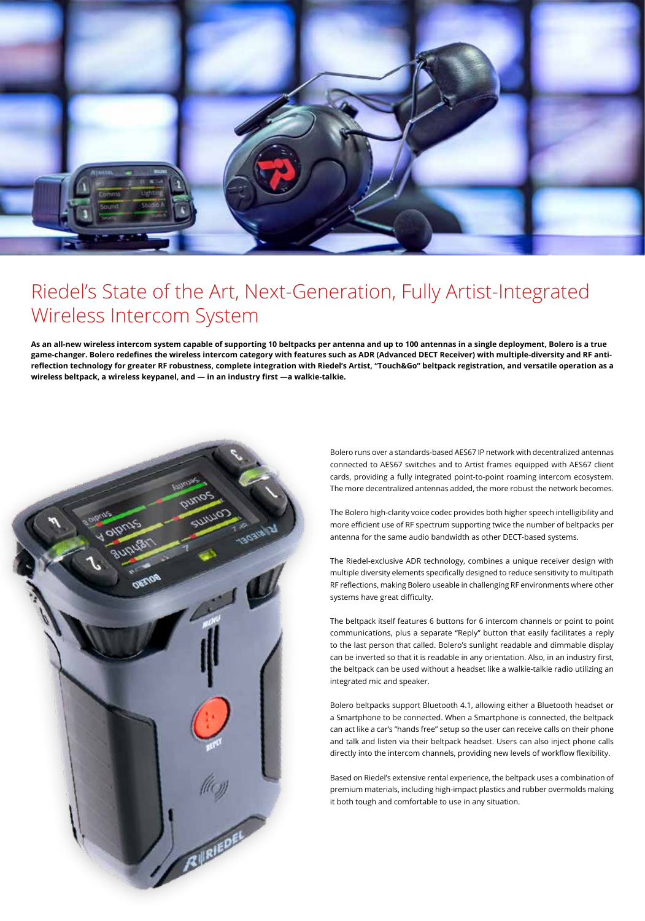# Riedel's State of the Art, Next-Generation, Fully Artist-Integrated Wireless Intercom System

**As an all-new wireless intercom system capable of supporting 10 beltpacks per antenna and up to 100 antennas in a single deployment, Bolero is a true game-changer. Bolero redefines the wireless intercom category with features such as ADR (Advanced DECT Receiver) with multiple-diversity and RF anti-reflection technology for greater RF robustness, complete integration with Riedel's Artist, "Touch&Go" beltpack registration, and versatile operation as a wireless beltpack, a wireless keypanel, and — in an industry first —a walkie-talkie.**

Bolero runs over a standards-based AES67 IP network with decentralized antennas connected to AES67 switches and to Artist frames equipped with AES67 client cards, providing a fully integrated point-to-point roaming intercom ecosystem. The more decentralized antennas added, the more robust the network becomes.

The Bolero high-clarity voice codec provides both higher speech intelligibility and more efficient use of RF spectrum supporting twice the number of beltpacks per antenna for the same audio bandwidth as other DECT-based systems.

The Riedel-exclusive ADR technology, combines a unique receiver design with multiple diversity elements specifically designed to reduce sensitivity to multipath RF reflections, making Bolero useable in challenging RF environments where other systems have great difficulty.

The beltpack itself features 6 buttons for 6 intercom channels or point to point communications, plus a separate "Reply" button that easily facilitates a reply to the last person that called. Bolero's sunlight readable and dimmable display can be inverted so that it is readable in any orientation. Also, in an industry first, the beltpack can be used without a headset like a walkie-talkie radio utilizing an integrated mic and speaker.

Bolero beltpacks support Bluetooth 4.1, allowing either a Bluetooth headset or a Smartphone to be connected. When a Smartphone is connected, the beltpack can act like a car's "hands free" setup so the user can receive calls on their phone and talk and listen via their beltpack headset. Users can also inject phone calls directly into the intercom channels, providing new levels of workflow flexibility.

Based on Riedel's extensive rental experience, the beltpack uses a combination of premium materials, including high-impact plastics and rubber overmolds making it both tough and comfortable to use in any situation.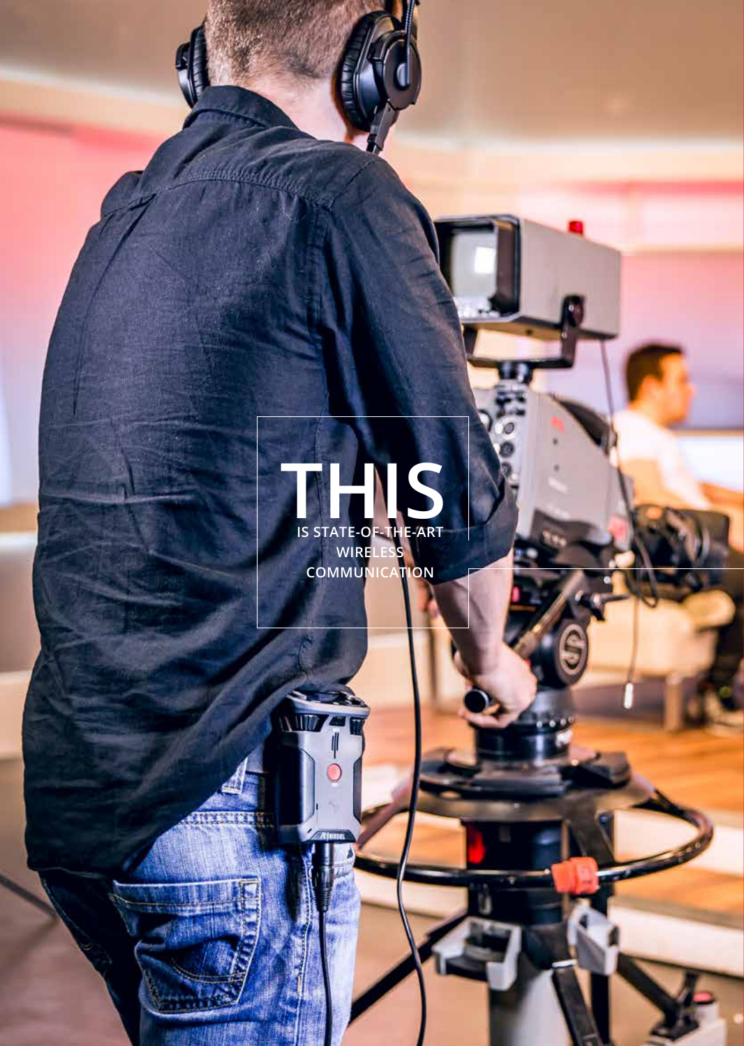# THIS

**IS STATE-OF-THE-ART WIRELESS COMMUNICATION**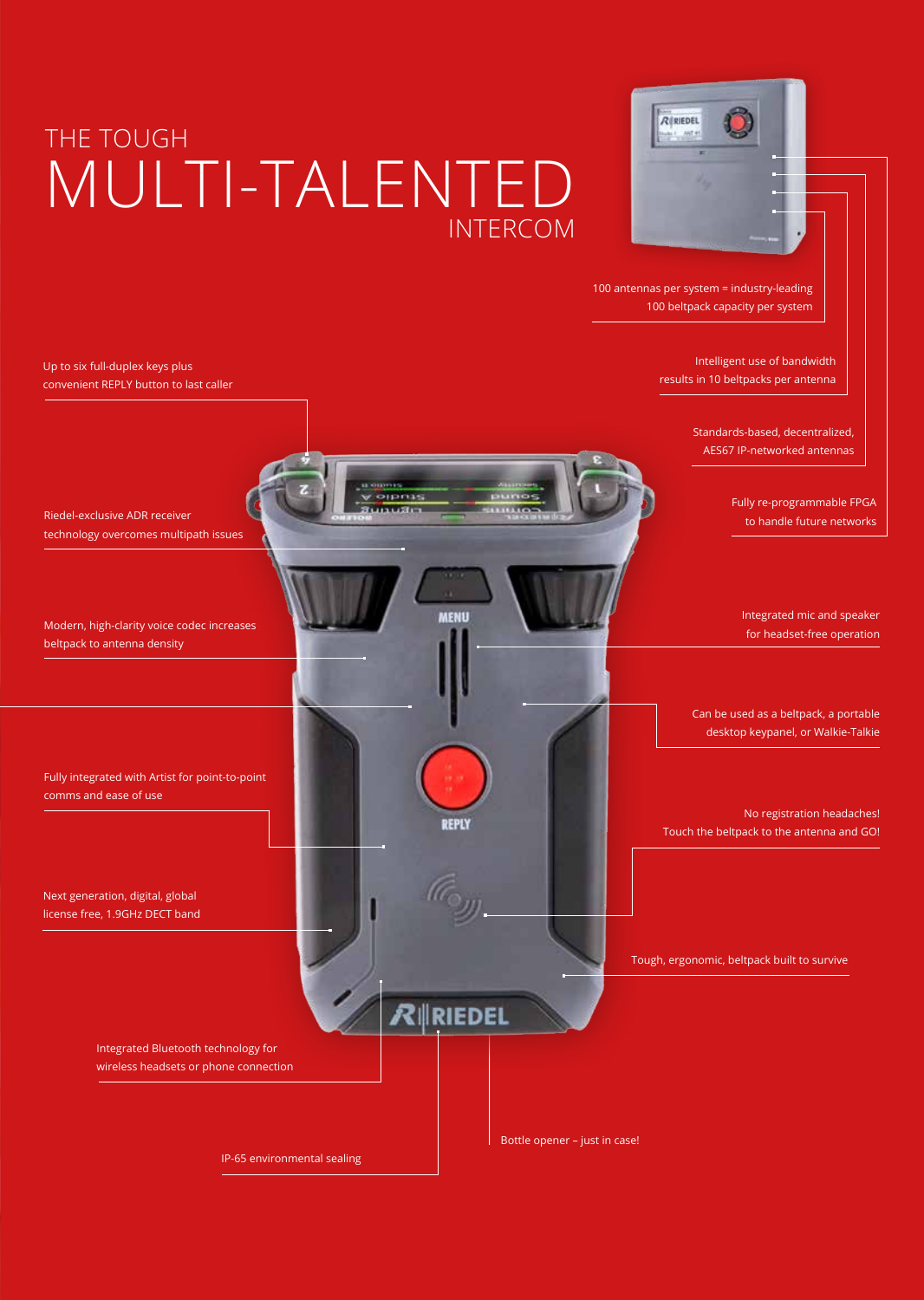# THE TOUGH MULTI-TALENTED INTERCOM

100 antennas per system = industry-leading 100 beltpack capacity per system

Intelligent use of bandwidth results in 10 beltpacks per antenna

Standards-based, decentralized, AES67 IP-networked antennas

Fully re-programmable FPGA to handle future networks

Up to six full-duplex keys plus convenient REPLY button to last caller

Riedel-exclusive ADR receiver technology overcomes multipath issues

Modern, high-clarity voice codec increases beltpack to antenna density

Integrated mic and speaker for headset-free operation

Can be used as a beltpack, a portable desktop keypanel, or Walkie-Talkie

Fully integrated with Artist for point-to-point comms and ease of use

No registration headaches! Touch the beltpack to the antenna and GO!

Next generation, digital, global license free, 1.9GHz DECT band

Tough, ergonomic, beltpack built to survive

Integrated Bluetooth technology for wireless headsets or phone connection

IP-65 environmental sealing

Bottle opener – just in case!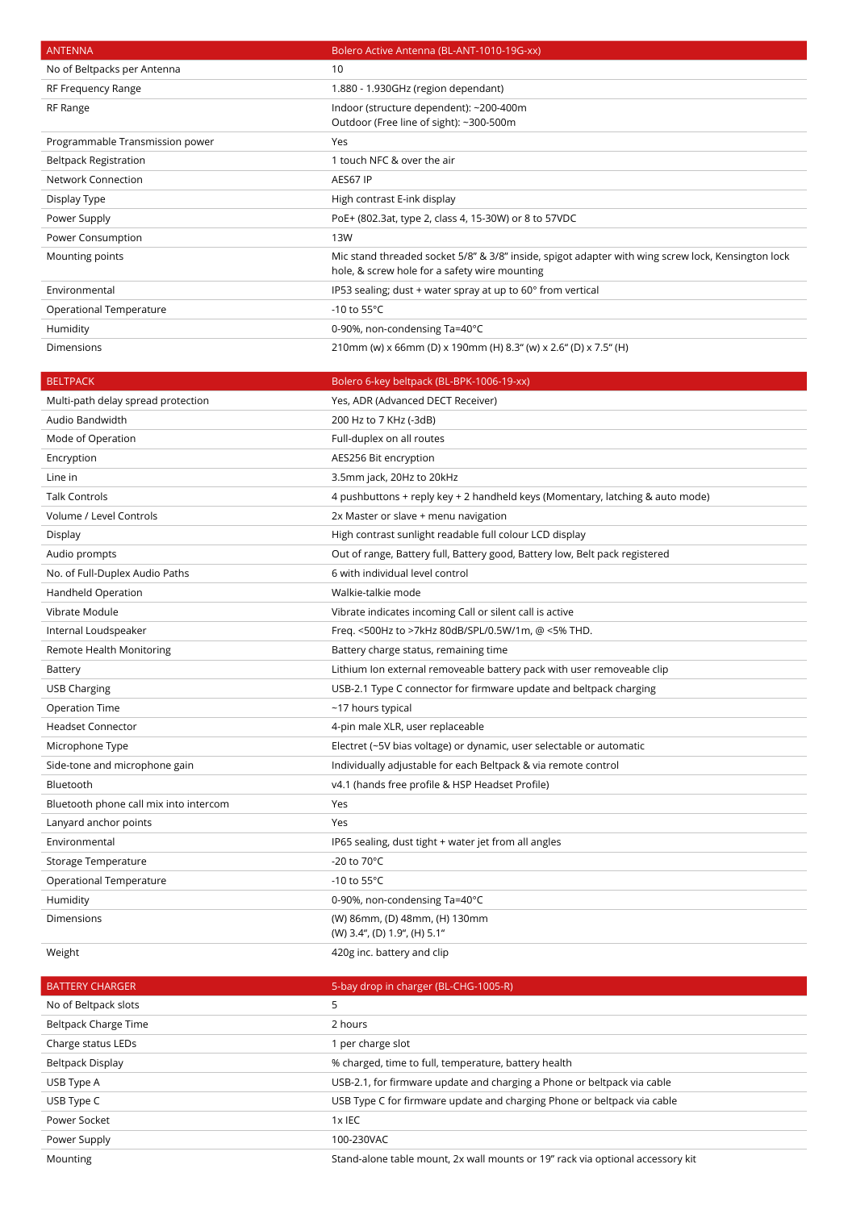| ANTENNA | Bolero Active Antenna (BL-ANT-1010-19G-xx) |
|---|---|
| No of Beltpacks per Antenna | 10 |
| RF Frequency Range | 1.880 - 1.930GHz (region dependant) |
| RF Range | Indoor (structure dependent): ~200-400m<br>Outdoor (Free line of sight): ~300-500m |
| Programmable Transmission power | Yes |
| Beltpack Registration | 1 touch NFC & over the air |
| Network Connection | AES67 IP |
| Display Type | High contrast E-ink display |
| Power Supply | PoE+ (802.3at, type 2, class 4, 15-30W) or 8 to 57VDC |
| Power Consumption | 13W |
| Mounting points | Mic stand threaded socket 5/8" & 3/8" inside, spigot adapter with wing screw lock, Kensington lock hole, & screw hole for a safety wire mounting |
| Environmental | IP53 sealing; dust + water spray at up to 60° from vertical |
| Operational Temperature | -10 to 55°C |
| Humidity | 0-90%, non-condensing Ta=40°C |
| Dimensions | 210mm (w) x 66mm (D) x 190mm (H) 8.3" (w) x 2.6" (D) x 7.5" (H) |

| BELTPACK | Bolero 6-key beltpack (BL-BPK-1006-19-xx) |
|---|---|
| Multi-path delay spread protection | Yes, ADR (Advanced DECT Receiver) |
| Audio Bandwidth | 200 Hz to 7 KHz (-3dB) |
| Mode of Operation | Full-duplex on all routes |
| Encryption | AES256 Bit encryption |
| Line in | 3.5mm jack, 20Hz to 20kHz |
| Talk Controls | 4 pushbuttons + reply key + 2 handheld keys (Momentary, latching & auto mode) |
| Volume / Level Controls | 2x Master or slave + menu navigation |
| Display | High contrast sunlight readable full colour LCD display |
| Audio prompts | Out of range, Battery full, Battery good, Battery low, Belt pack registered |
| No. of Full-Duplex Audio Paths | 6 with individual level control |
| Handheld Operation | Walkie-talkie mode |
| Vibrate Module | Vibrate indicates incoming Call or silent call is active |
| Internal Loudspeaker | Freq. <500Hz to >7kHz 80dB/SPL/0.5W/1m, @ <5% THD. |
| Remote Health Monitoring | Battery charge status, remaining time |
| Battery | Lithium Ion external removeable battery pack with user removeable clip |
| USB Charging | USB-2.1 Type C connector for firmware update and beltpack charging |
| Operation Time | ~17 hours typical |
| Headset Connector | 4-pin male XLR, user replaceable |
| Microphone Type | Electret (~5V bias voltage) or dynamic, user selectable or automatic |
| Side-tone and microphone gain | Individually adjustable for each Beltpack & via remote control |
| Bluetooth | v4.1 (hands free profile & HSP Headset Profile) |
| Bluetooth phone call mix into intercom | Yes |
| Lanyard anchor points | Yes |
| Environmental | IP65 sealing, dust tight + water jet from all angles |
| Storage Temperature | -20 to 70°C |
| Operational Temperature | -10 to 55°C |
| Humidity | 0-90%, non-condensing Ta=40°C |
| Dimensions | (W) 86mm, (D) 48mm, (H) 130mm<br>(W) 3.4", (D) 1.9", (H) 5.1" |
| Weight | 420g inc. battery and clip |

| BATTERY CHARGER | 5-bay drop in charger (BL-CHG-1005-R) |
|---|---|
| No of Beltpack slots | 5 |
| Beltpack Charge Time | 2 hours |
| Charge status LEDs | 1 per charge slot |
| Beltpack Display | % charged, time to full, temperature, battery health |
| USB Type A | USB-2.1, for firmware update and charging a Phone or beltpack via cable |
| USB Type C | USB Type C for firmware update and charging Phone or beltpack via cable |
| Power Socket | 1x IEC |
| Power Supply | 100-230VAC |
| Mounting | Stand-alone table mount, 2x wall mounts or 19" rack via optional accessory kit |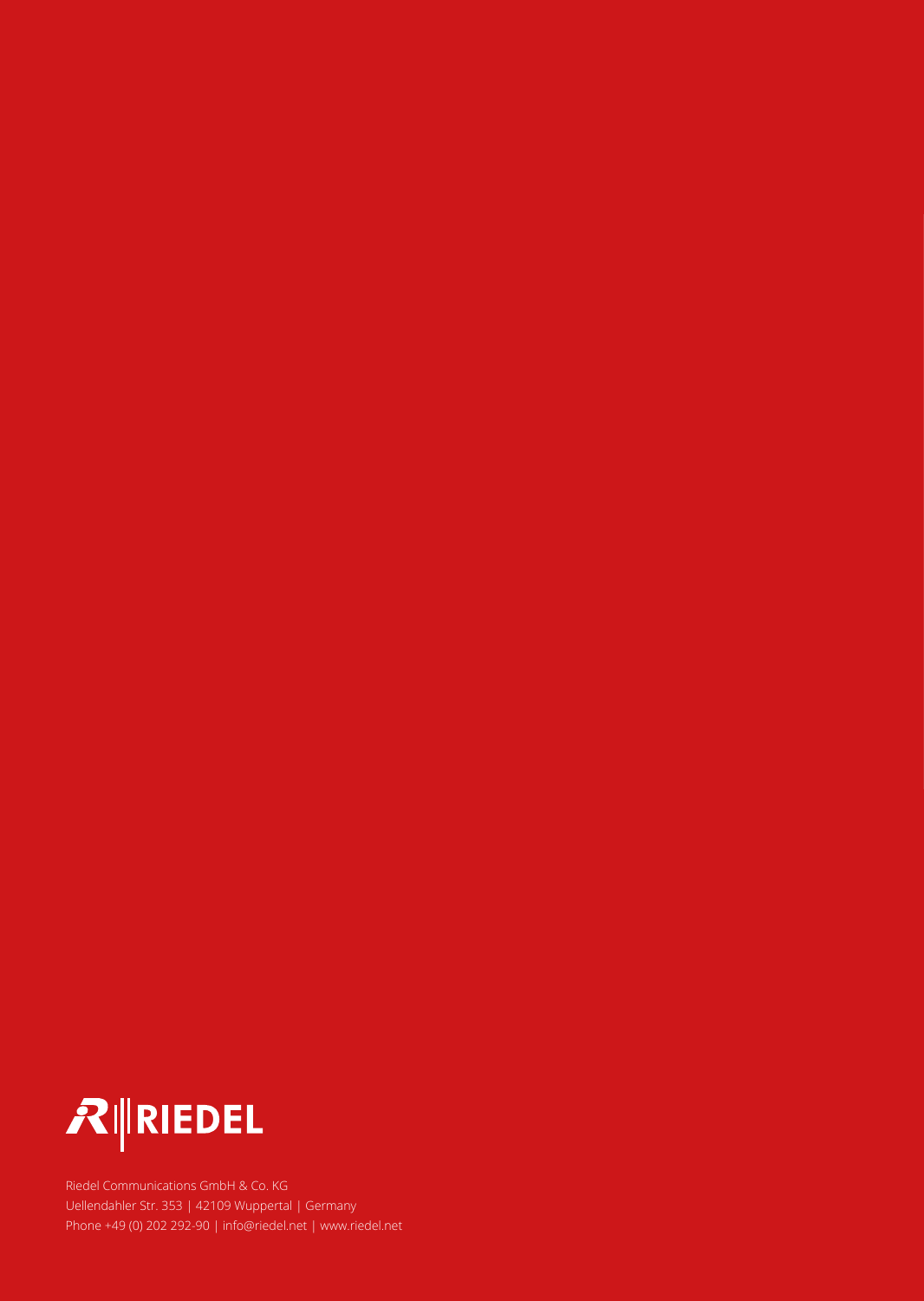RIEDEL

Riedel Communications GmbH & Co. KG
Uellendahler Str. 353 | 42109 Wuppertal | Germany
Phone +49 (0) 202 292-90 | info@riedel.net | www.riedel.net